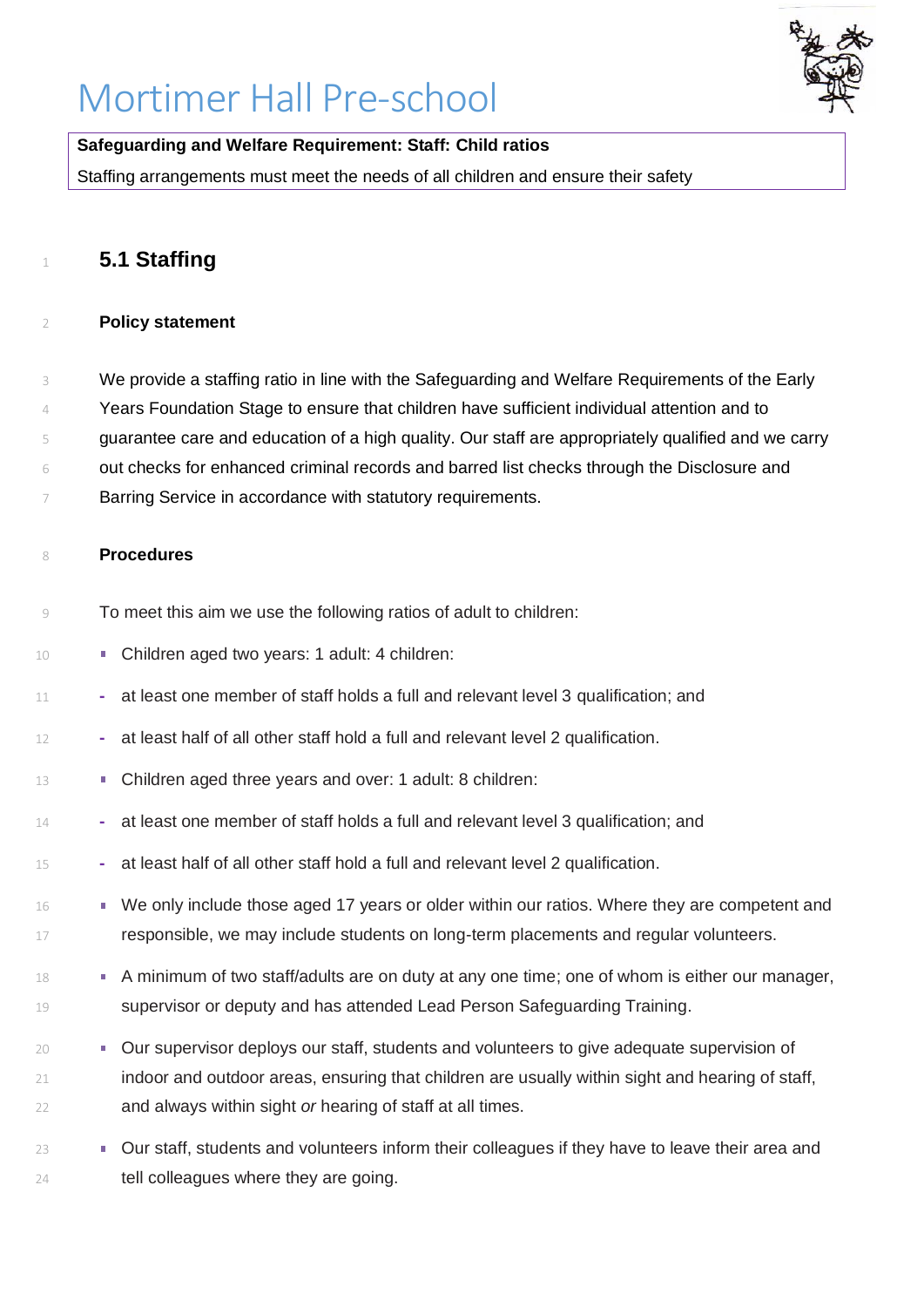# Mortimer Hall Pre-school

**Safeguarding and Welfare Requirement: Staff: Child ratios**

Staffing arrangements must meet the needs of all children and ensure their safety

## 5.1 Staffing

### Policy statement

We provide a staffing ratio in line with the Safeguarding and Welfare Requirements of the Early Years Foundation Stage to ensure that children have sufficient individual attention and to guarantee care and education of a high quality. Our staff are appropriately qualified and we carry out checks for enhanced criminal records and barred list checks through the Disclosure and Barring Service in accordance with statutory requirements.

### Procedures

To meet this aim we use the following ratios of adult to children:

- Children aged two years: 1 adult: 4 children:
  - at least one member of staff holds a full and relevant level 3 qualification; and
  - at least half of all other staff hold a full and relevant level 2 qualification.
- Children aged three years and over: 1 adult: 8 children:
  - at least one member of staff holds a full and relevant level 3 qualification; and
  - at least half of all other staff hold a full and relevant level 2 qualification.
- We only include those aged 17 years or older within our ratios. Where they are competent and responsible, we may include students on long-term placements and regular volunteers.
- A minimum of two staff/adults are on duty at any one time; one of whom is either our manager, supervisor or deputy and has attended Lead Person Safeguarding Training.
- Our supervisor deploys our staff, students and volunteers to give adequate supervision of indoor and outdoor areas, ensuring that children are usually within sight and hearing of staff, and always within sight *or* hearing of staff at all times.
- Our staff, students and volunteers inform their colleagues if they have to leave their area and tell colleagues where they are going.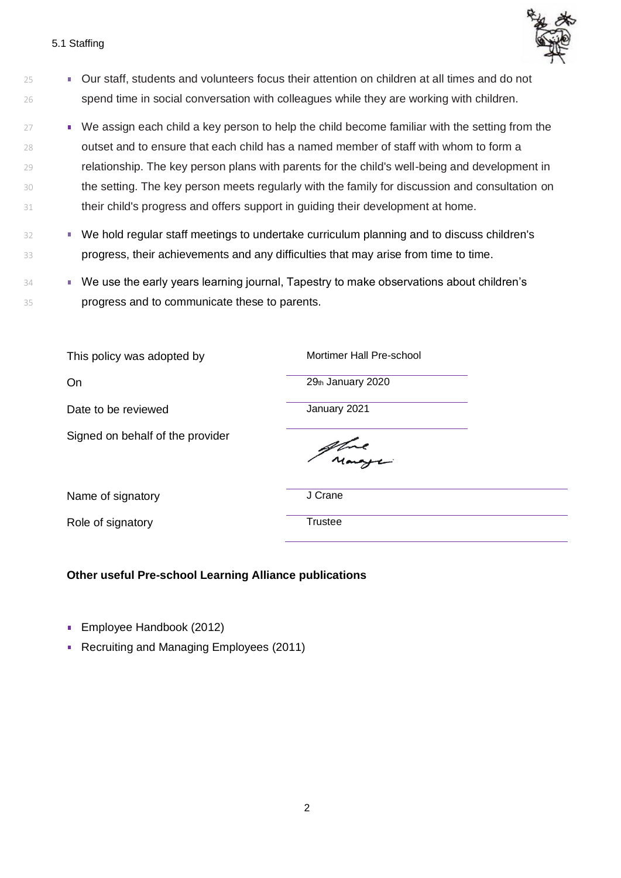- Our staff, students and volunteers focus their attention on children at all times and do not spend time in social conversation with colleagues while they are working with children.
- We assign each child a key person to help the child become familiar with the setting from the outset and to ensure that each child has a named member of staff with whom to form a relationship. The key person plans with parents for the child's well-being and development in the setting. The key person meets regularly with the family for discussion and consultation on their child's progress and offers support in guiding their development at home.
- We hold regular staff meetings to undertake curriculum planning and to discuss children's progress, their achievements and any difficulties that may arise from time to time.
- We use the early years learning journal, Tapestry to make observations about children's progress and to communicate these to parents.

| | |
|---|---|
| This policy was adopted by | Mortimer Hall Pre-school |
| On | 29th January 2020 |
| Date to be reviewed | January 2021 |
| Signed on behalf of the provider | |
| Name of signatory | J Crane |
| Role of signatory | Trustee |

**Other useful Pre-school Learning Alliance publications**

- Employee Handbook (2012)
- Recruiting and Managing Employees (2011)